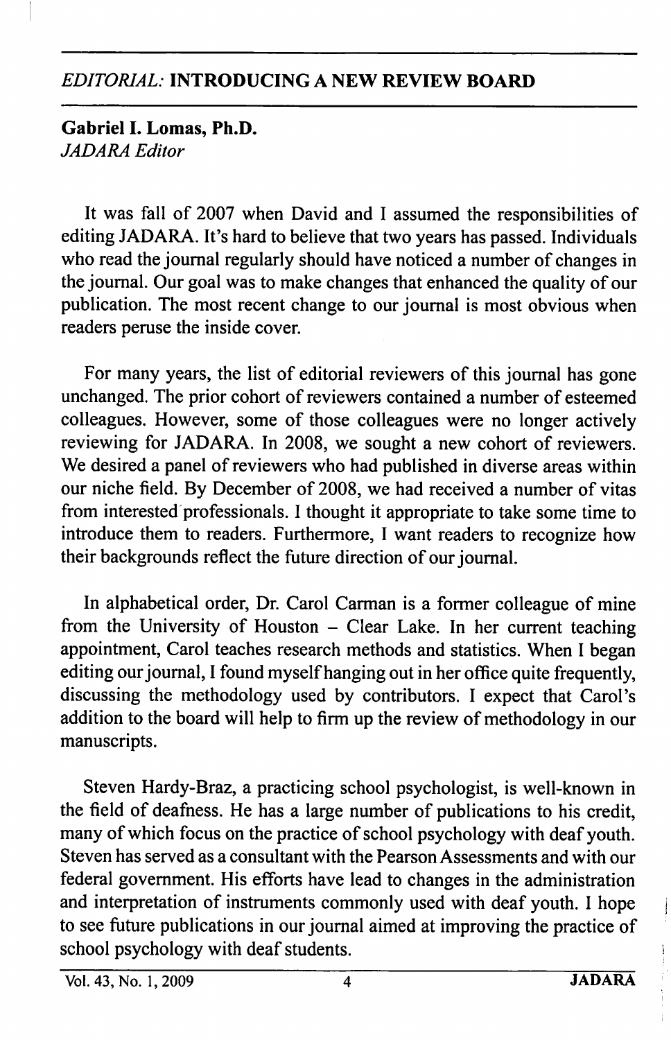## *EDITORIAL:* INTRODUCING A NEW REVIEW BOARD

**Gabriel I. Lomas, Ph.D.**
*JADARA Editor*

It was fall of 2007 when David and I assumed the responsibilities of editing JADARA. It's hard to believe that two years has passed. Individuals who read the journal regularly should have noticed a number of changes in the journal. Our goal was to make changes that enhanced the quality of our publication. The most recent change to our journal is most obvious when readers peruse the inside cover.

For many years, the list of editorial reviewers of this journal has gone unchanged. The prior cohort of reviewers contained a number of esteemed colleagues. However, some of those colleagues were no longer actively reviewing for JADARA. In 2008, we sought a new cohort of reviewers. We desired a panel of reviewers who had published in diverse areas within our niche field. By December of 2008, we had received a number of vitas from interested professionals. I thought it appropriate to take some time to introduce them to readers. Furthermore, I want readers to recognize how their backgrounds reflect the future direction of our journal.

In alphabetical order, Dr. Carol Carman is a former colleague of mine from the University of Houston – Clear Lake. In her current teaching appointment, Carol teaches research methods and statistics. When I began editing our journal, I found myself hanging out in her office quite frequently, discussing the methodology used by contributors. I expect that Carol's addition to the board will help to firm up the review of methodology in our manuscripts.

Steven Hardy-Braz, a practicing school psychologist, is well-known in the field of deafness. He has a large number of publications to his credit, many of which focus on the practice of school psychology with deaf youth. Steven has served as a consultant with the Pearson Assessments and with our federal government. His efforts have lead to changes in the administration and interpretation of instruments commonly used with deaf youth. I hope to see future publications in our journal aimed at improving the practice of school psychology with deaf students.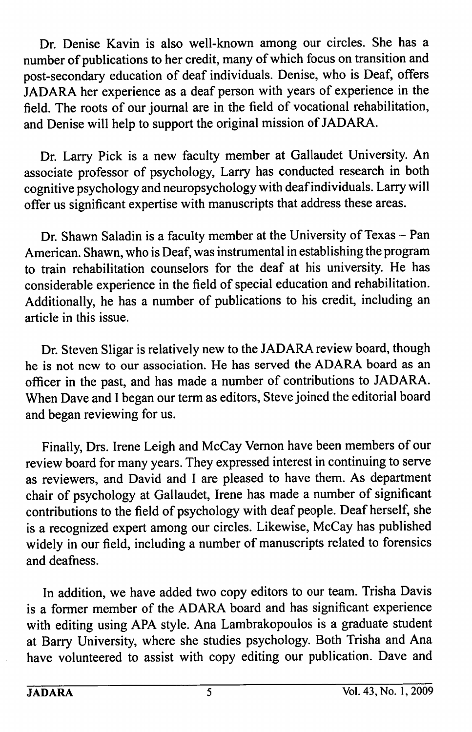Dr. Denise Kavin is also well-known among our circles. She has a number of publications to her credit, many of which focus on transition and post-secondary education of deaf individuals. Denise, who is Deaf, offers JADARA her experience as a deaf person with years of experience in the field. The roots of our journal are in the field of vocational rehabilitation, and Denise will help to support the original mission of JADARA.

Dr. Larry Pick is a new faculty member at Gallaudet University. An associate professor of psychology, Larry has conducted research in both cognitive psychology and neuropsychology with deaf individuals. Larry will offer us significant expertise with manuscripts that address these areas.

Dr. Shawn Saladin is a faculty member at the University of Texas – Pan American. Shawn, who is Deaf, was instrumental in establishing the program to train rehabilitation counselors for the deaf at his university. He has considerable experience in the field of special education and rehabilitation. Additionally, he has a number of publications to his credit, including an article in this issue.

Dr. Steven Sligar is relatively new to the JADARA review board, though he is not new to our association. He has served the ADARA board as an officer in the past, and has made a number of contributions to JADARA. When Dave and I began our term as editors, Steve joined the editorial board and began reviewing for us.

Finally, Drs. Irene Leigh and McCay Vernon have been members of our review board for many years. They expressed interest in continuing to serve as reviewers, and David and I are pleased to have them. As department chair of psychology at Gallaudet, Irene has made a number of significant contributions to the field of psychology with deaf people. Deaf herself, she is a recognized expert among our circles. Likewise, McCay has published widely in our field, including a number of manuscripts related to forensics and deafness.

In addition, we have added two copy editors to our team. Trisha Davis is a former member of the ADARA board and has significant experience with editing using APA style. Ana Lambrakopoulos is a graduate student at Barry University, where she studies psychology. Both Trisha and Ana have volunteered to assist with copy editing our publication. Dave and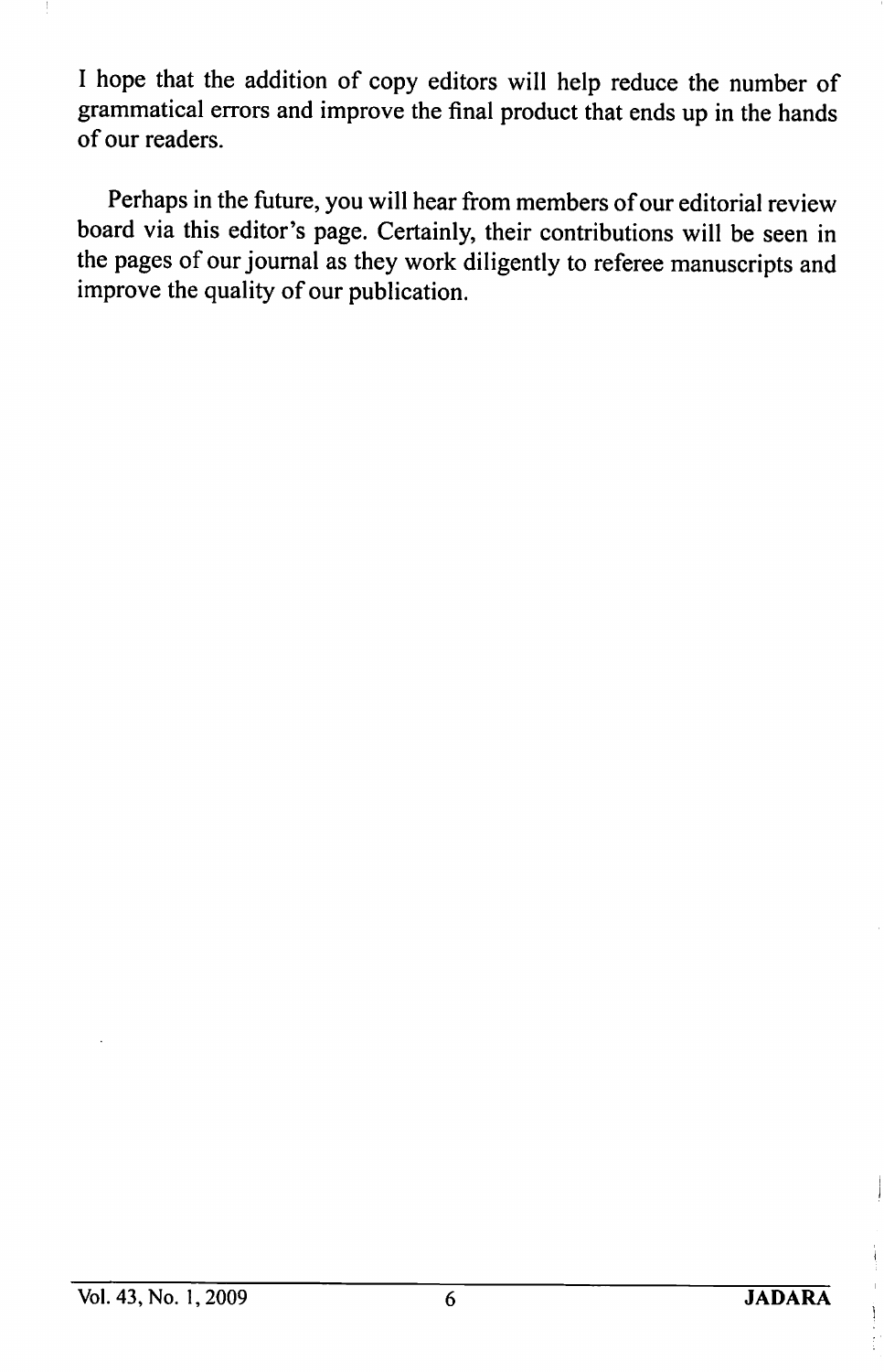I hope that the addition of copy editors will help reduce the number of grammatical errors and improve the final product that ends up in the hands of our readers.

Perhaps in the future, you will hear from members of our editorial review board via this editor's page. Certainly, their contributions will be seen in the pages of our journal as they work diligently to referee manuscripts and improve the quality of our publication.